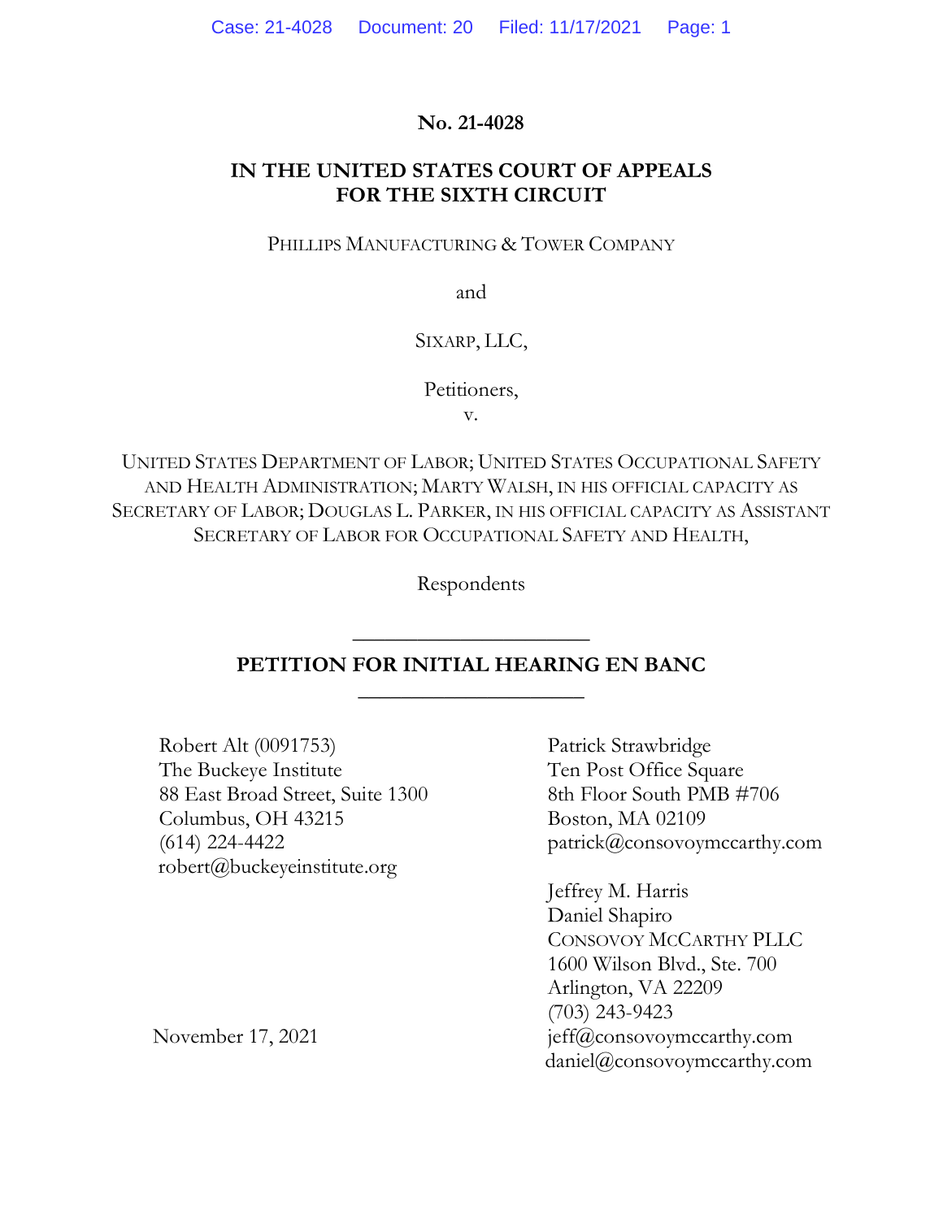**No. 21-4028**

**IN THE UNITED STATES COURT OF APPEALS FOR THE SIXTH CIRCUIT**

PHILLIPS MANUFACTURING & TOWER COMPANY

and

SIXARP, LLC,

Petitioners,

v.

UNITED STATES DEPARTMENT OF LABOR; UNITED STATES OCCUPATIONAL SAFETY AND HEALTH ADMINISTRATION; MARTY WALSH, IN HIS OFFICIAL CAPACITY AS SECRETARY OF LABOR; DOUGLAS L. PARKER, IN HIS OFFICIAL CAPACITY AS ASSISTANT SECRETARY OF LABOR FOR OCCUPATIONAL SAFETY AND HEALTH,

Respondents

---

**PETITION FOR INITIAL HEARING EN BANC**

---

Robert Alt (0091753)
The Buckeye Institute
88 East Broad Street, Suite 1300
Columbus, OH 43215
(614) 224-4422
robert@buckeyeinstitute.org

Patrick Strawbridge
Ten Post Office Square
8th Floor South PMB #706
Boston, MA 02109
patrick@consovoymccarthy.com

Jeffrey M. Harris
Daniel Shapiro
CONSOVOY MCCARTHY PLLC
1600 Wilson Blvd., Ste. 700
Arlington, VA 22209
(703) 243-9423
jeff@consovoymccarthy.com
daniel@consovoymccarthy.com

November 17, 2021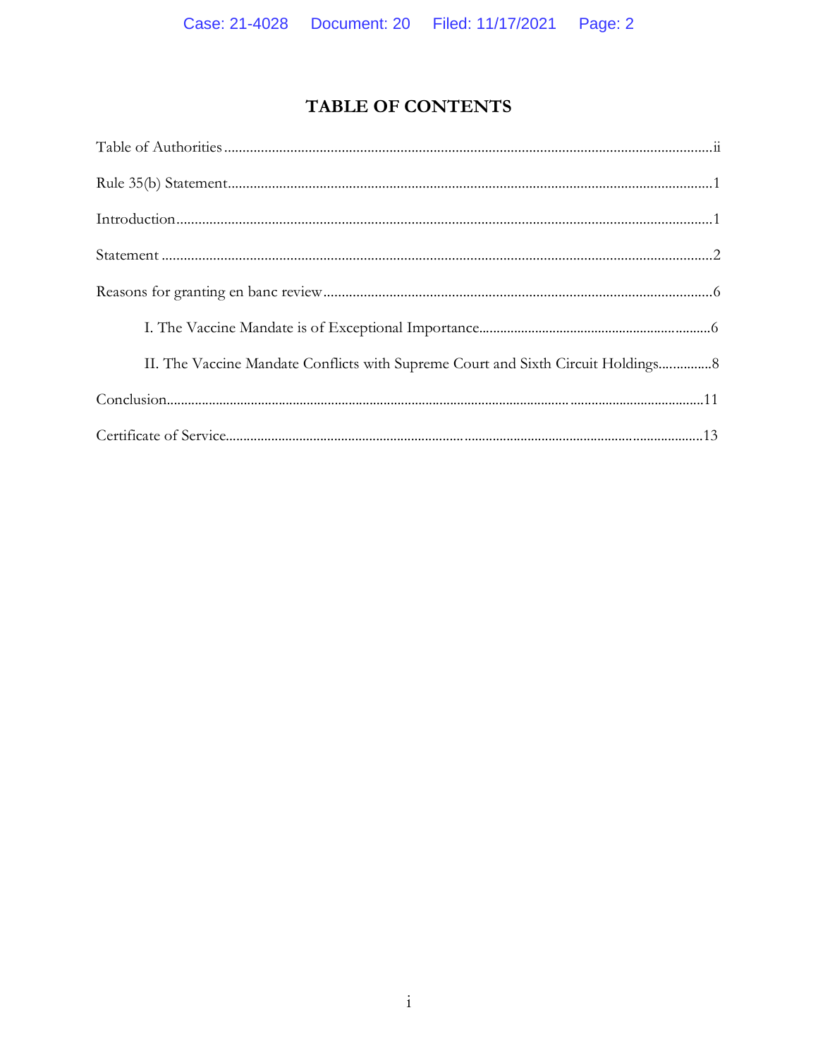# TABLE OF CONTENTS

Table of Authorities ........................................................................................................................ii

Rule 35(b) Statement........................................................................................................................1

Introduction........................................................................................................................................1

Statement ..........................................................................................................................................2

Reasons for granting en banc review ..............................................................................................6

I. The Vaccine Mandate is of Exceptional Importance..............................................................6

II. The Vaccine Mandate Conflicts with Supreme Court and Sixth Circuit Holdings...............8

Conclusion.........................................................................................................................................11

Certificate of Service.......................................................................................................................13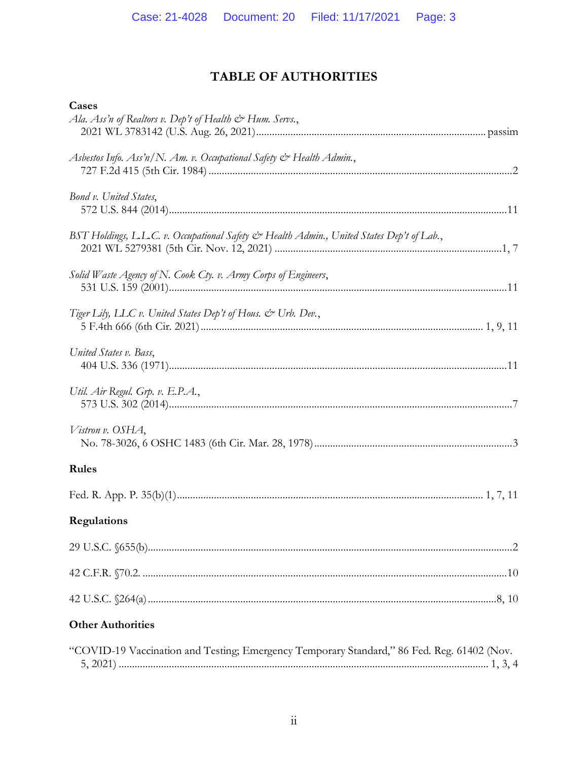# TABLE OF AUTHORITIES

**Cases**

*Ala. Ass'n of Realtors v. Dep't of Health & Hum. Servs.*,
2021 WL 3783142 (U.S. Aug. 26, 2021)........................................................................................ passim

*Asbestos Info. Ass'n/N. Am. v. Occupational Safety & Health Admin.*,
727 F.2d 415 (5th Cir. 1984) ..................................................................................................................2

*Bond v. United States*,
572 U.S. 844 (2014)...............................................................................................................................11

*BST Holdings, L.L.C. v. Occupational Safety & Health Admin., United States Dep't of Lab.*,
2021 WL 5279381 (5th Cir. Nov. 12, 2021) ......................................................................................1, 7

*Solid Waste Agency of N. Cook Cty. v. Army Corps of Engineers*,
531 U.S. 159 (2001)...............................................................................................................................11

*Tiger Lily, LLC v. United States Dep't of Hous. & Urb. Dev.*,
5 F.4th 666 (6th Cir. 2021) ......................................................................................................... 1, 9, 11

*United States v. Bass*,
404 U.S. 336 (1971)...............................................................................................................................11

*Util. Air Regul. Grp. v. E.P.A.*,
573 U.S. 302 (2014).................................................................................................................................7

*Vistron v. OSHA*,
No. 78-3026, 6 OSHC 1483 (6th Cir. Mar. 28, 1978)...........................................................................3

**Rules**

Fed. R. App. P. 35(b)(1)................................................................................................................... 1, 7, 11

**Regulations**

29 U.S.C. §655(b)........................................................................................................................................2

42 C.F.R. §70.2. .........................................................................................................................................10

42 U.S.C. §264(a) ..................................................................................................................................8, 10

**Other Authorities**

"COVID-19 Vaccination and Testing; Emergency Temporary Standard," 86 Fed. Reg. 61402 (Nov. 5, 2021) .......................................................................................................................................... 1, 3, 4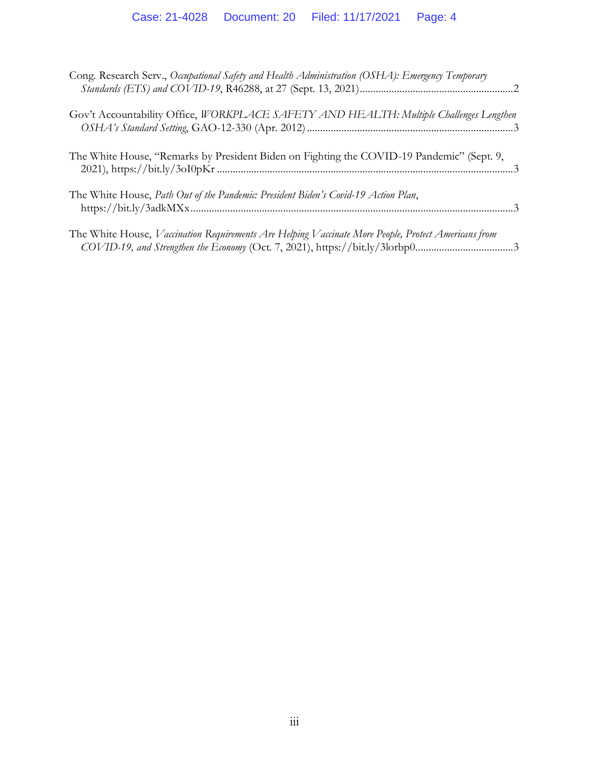Cong. Research Serv., *Occupational Safety and Health Administration (OSHA): Emergency Temporary Standards (ETS) and COVID-19*, R46288, at 27 (Sept. 13, 2021)..........................................................2

Gov't Accountability Office, *WORKPLACE SAFETY AND HEALTH: Multiple Challenges Lengthen OSHA's Standard Setting*, GAO-12-330 (Apr. 2012)..............................................................................3

The White House, "Remarks by President Biden on Fighting the COVID-19 Pandemic" (Sept. 9, 2021), https://bit.ly/3oI0pKr ...............................................................................................................3

The White House, *Path Out of the Pandemic: President Biden's Covid-19 Action Plan*, https://bit.ly/3adkMXx.........................................................................................................................3

The White House, *Vaccination Requirements Are Helping Vaccinate More People, Protect Americans from COVID-19, and Strengthen the Economy* (Oct. 7, 2021), https://bit.ly/3lorbp0.....................................3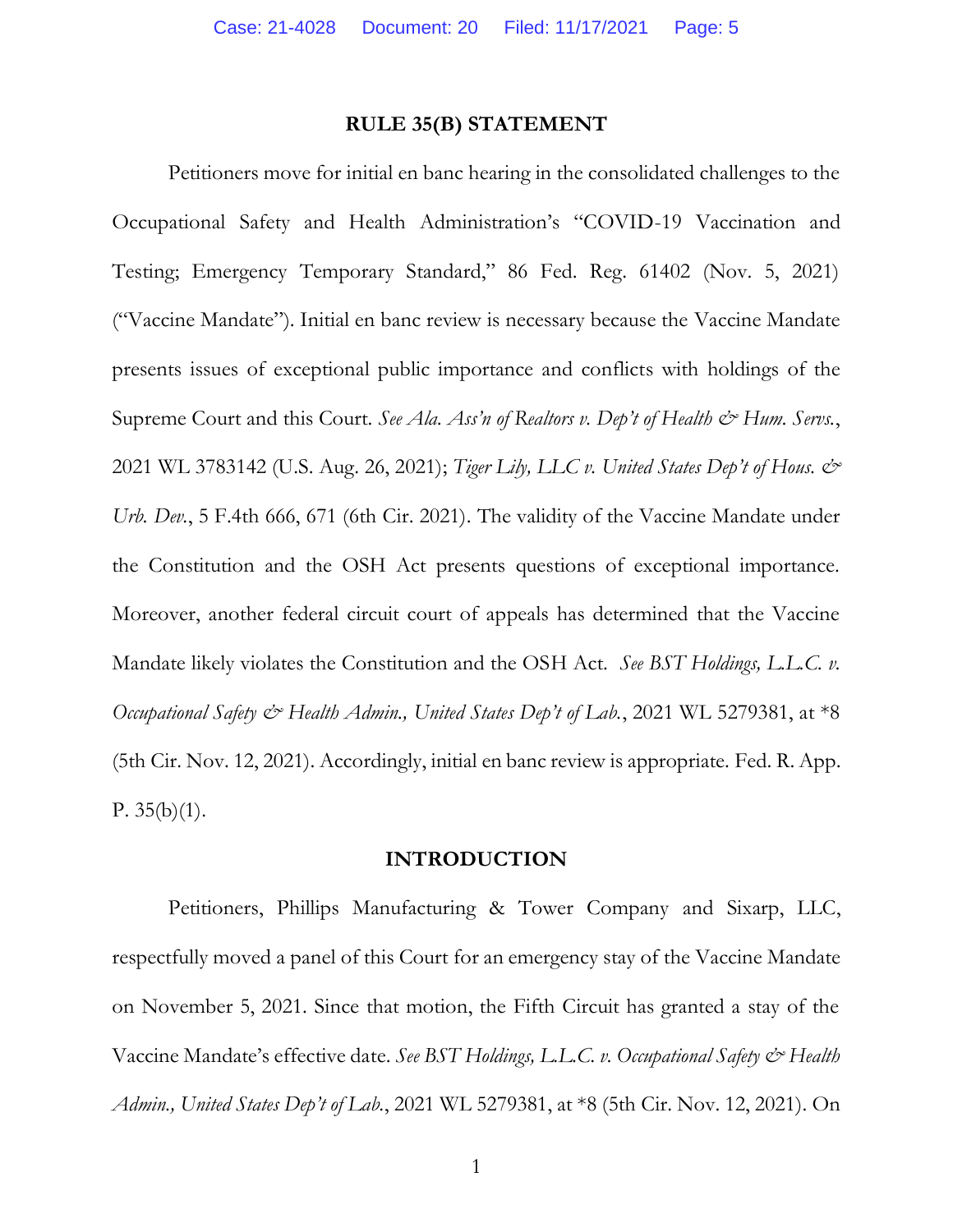## RULE 35(B) STATEMENT

Petitioners move for initial en banc hearing in the consolidated challenges to the Occupational Safety and Health Administration's "COVID-19 Vaccination and Testing; Emergency Temporary Standard," 86 Fed. Reg. 61402 (Nov. 5, 2021) ("Vaccine Mandate"). Initial en banc review is necessary because the Vaccine Mandate presents issues of exceptional public importance and conflicts with holdings of the Supreme Court and this Court. *See Ala. Ass'n of Realtors v. Dep't of Health & Hum. Servs.*, 2021 WL 3783142 (U.S. Aug. 26, 2021); *Tiger Lily, LLC v. United States Dep't of Hous. & Urb. Dev.*, 5 F.4th 666, 671 (6th Cir. 2021). The validity of the Vaccine Mandate under the Constitution and the OSH Act presents questions of exceptional importance. Moreover, another federal circuit court of appeals has determined that the Vaccine Mandate likely violates the Constitution and the OSH Act. *See BST Holdings, L.L.C. v. Occupational Safety & Health Admin., United States Dep't of Lab.*, 2021 WL 5279381, at *8 (5th Cir. Nov. 12, 2021). Accordingly, initial en banc review is appropriate. Fed. R. App. P. 35(b)(1).

## INTRODUCTION

Petitioners, Phillips Manufacturing & Tower Company and Sixarp, LLC, respectfully moved a panel of this Court for an emergency stay of the Vaccine Mandate on November 5, 2021. Since that motion, the Fifth Circuit has granted a stay of the Vaccine Mandate's effective date. *See BST Holdings, L.L.C. v. Occupational Safety & Health Admin., United States Dep't of Lab.*, 2021 WL 5279381, at *8 (5th Cir. Nov. 12, 2021). On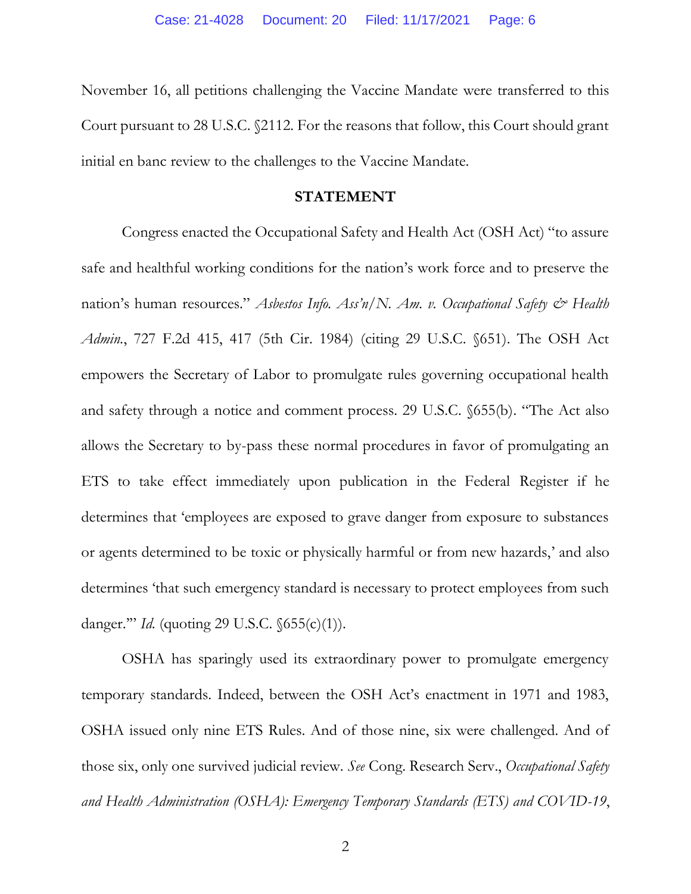November 16, all petitions challenging the Vaccine Mandate were transferred to this Court pursuant to 28 U.S.C. §2112. For the reasons that follow, this Court should grant initial en banc review to the challenges to the Vaccine Mandate.

## STATEMENT

Congress enacted the Occupational Safety and Health Act (OSH Act) "to assure safe and healthful working conditions for the nation's work force and to preserve the nation's human resources." *Asbestos Info. Ass'n/N. Am. v. Occupational Safety & Health Admin.*, 727 F.2d 415, 417 (5th Cir. 1984) (citing 29 U.S.C. §651). The OSH Act empowers the Secretary of Labor to promulgate rules governing occupational health and safety through a notice and comment process. 29 U.S.C. §655(b). "The Act also allows the Secretary to by-pass these normal procedures in favor of promulgating an ETS to take effect immediately upon publication in the Federal Register if he determines that 'employees are exposed to grave danger from exposure to substances or agents determined to be toxic or physically harmful or from new hazards,' and also determines 'that such emergency standard is necessary to protect employees from such danger.'" *Id.* (quoting 29 U.S.C. §655(c)(1)).

OSHA has sparingly used its extraordinary power to promulgate emergency temporary standards. Indeed, between the OSH Act's enactment in 1971 and 1983, OSHA issued only nine ETS Rules. And of those nine, six were challenged. And of those six, only one survived judicial review. *See* Cong. Research Serv., *Occupational Safety and Health Administration (OSHA): Emergency Temporary Standards (ETS) and COVID-19*,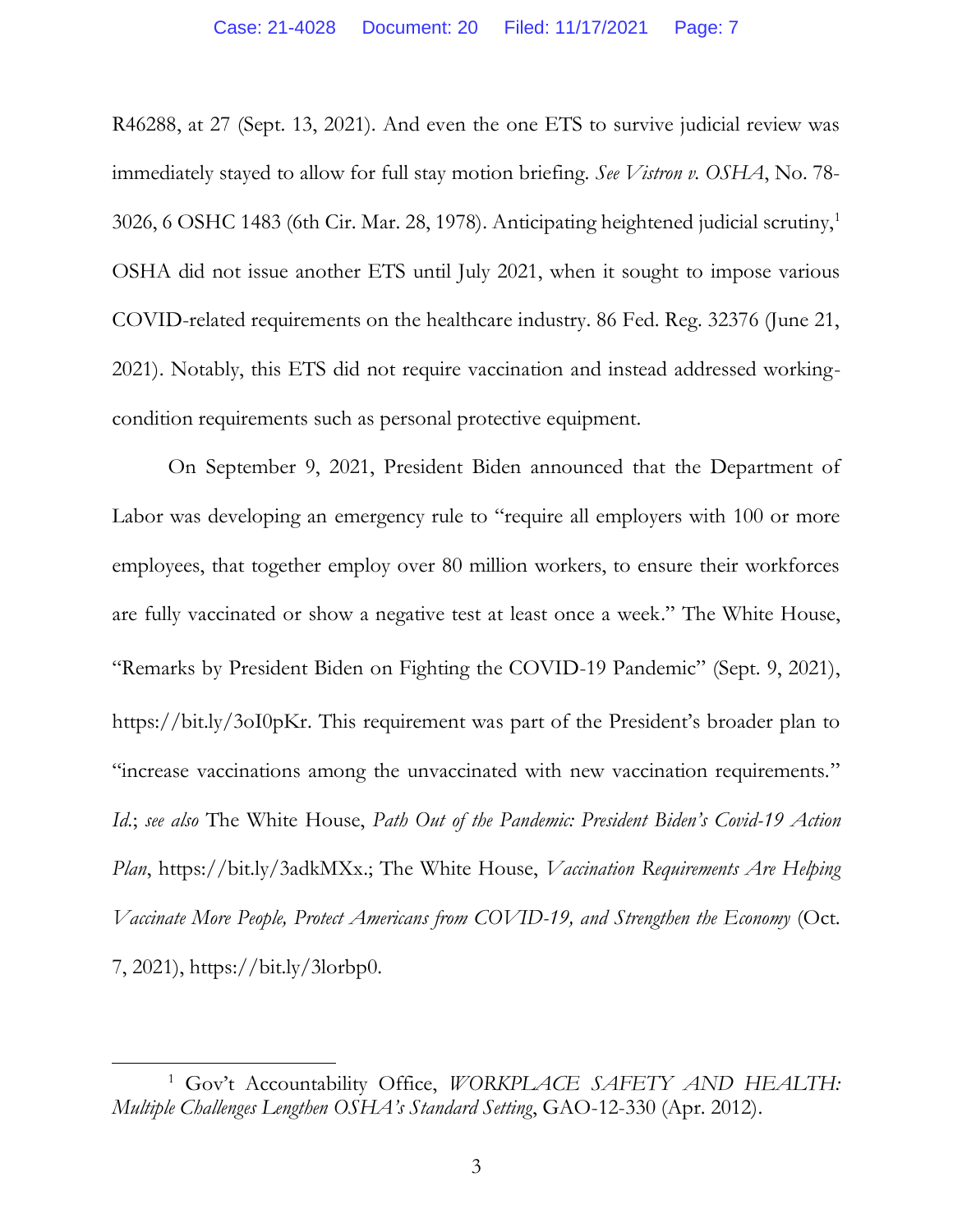R46288, at 27 (Sept. 13, 2021). And even the one ETS to survive judicial review was immediately stayed to allow for full stay motion briefing. *See Vistron v. OSHA*, No. 78-3026, 6 OSHC 1483 (6th Cir. Mar. 28, 1978). Anticipating heightened judicial scrutiny,[1] OSHA did not issue another ETS until July 2021, when it sought to impose various COVID-related requirements on the healthcare industry. 86 Fed. Reg. 32376 (June 21, 2021). Notably, this ETS did not require vaccination and instead addressed working-condition requirements such as personal protective equipment.

On September 9, 2021, President Biden announced that the Department of Labor was developing an emergency rule to "require all employers with 100 or more employees, that together employ over 80 million workers, to ensure their workforces are fully vaccinated or show a negative test at least once a week." The White House, "Remarks by President Biden on Fighting the COVID-19 Pandemic" (Sept. 9, 2021), https://bit.ly/3oI0pKr. This requirement was part of the President's broader plan to "increase vaccinations among the unvaccinated with new vaccination requirements." *Id.*; *see also* The White House, *Path Out of the Pandemic: President Biden's Covid-19 Action Plan*, https://bit.ly/3adkMXx.; The White House, *Vaccination Requirements Are Helping Vaccinate More People, Protect Americans from COVID-19, and Strengthen the Economy* (Oct. 7, 2021), https://bit.ly/3lorbp0.

---

[1] Gov't Accountability Office, *WORKPLACE SAFETY AND HEALTH: Multiple Challenges Lengthen OSHA's Standard Setting*, GAO-12-330 (Apr. 2012).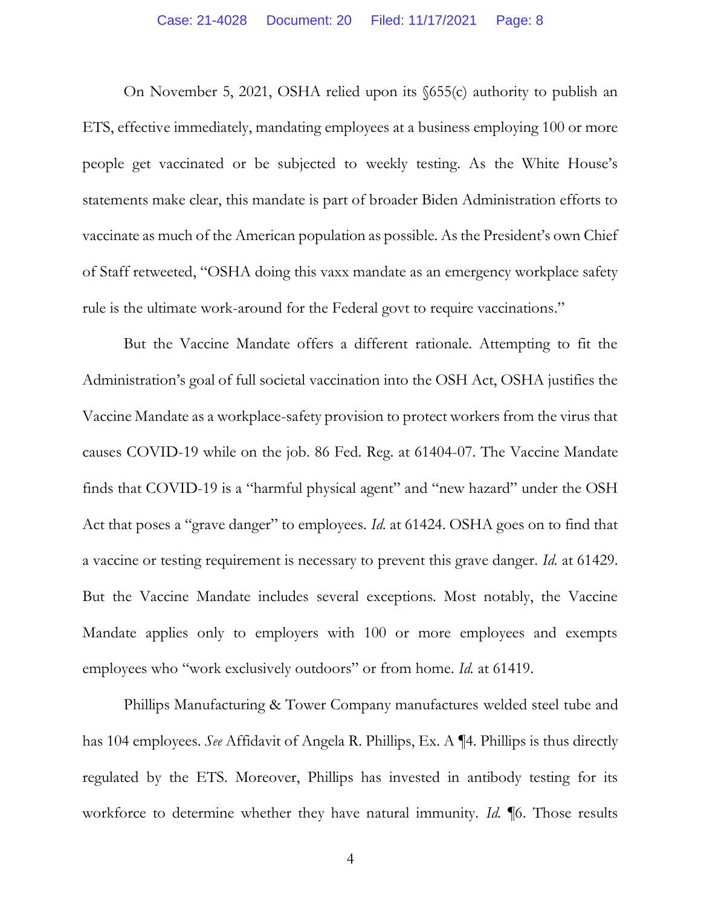On November 5, 2021, OSHA relied upon its §655(c) authority to publish an ETS, effective immediately, mandating employees at a business employing 100 or more people get vaccinated or be subjected to weekly testing. As the White House's statements make clear, this mandate is part of broader Biden Administration efforts to vaccinate as much of the American population as possible. As the President's own Chief of Staff retweeted, "OSHA doing this vaxx mandate as an emergency workplace safety rule is the ultimate work-around for the Federal govt to require vaccinations."

But the Vaccine Mandate offers a different rationale. Attempting to fit the Administration's goal of full societal vaccination into the OSH Act, OSHA justifies the Vaccine Mandate as a workplace-safety provision to protect workers from the virus that causes COVID-19 while on the job. 86 Fed. Reg. at 61404-07. The Vaccine Mandate finds that COVID-19 is a "harmful physical agent" and "new hazard" under the OSH Act that poses a "grave danger" to employees. *Id.* at 61424. OSHA goes on to find that a vaccine or testing requirement is necessary to prevent this grave danger. *Id.* at 61429. But the Vaccine Mandate includes several exceptions. Most notably, the Vaccine Mandate applies only to employers with 100 or more employees and exempts employees who "work exclusively outdoors" or from home. *Id.* at 61419.

Phillips Manufacturing & Tower Company manufactures welded steel tube and has 104 employees. *See* Affidavit of Angela R. Phillips, Ex. A ¶4. Phillips is thus directly regulated by the ETS. Moreover, Phillips has invested in antibody testing for its workforce to determine whether they have natural immunity. *Id.* ¶6. Those results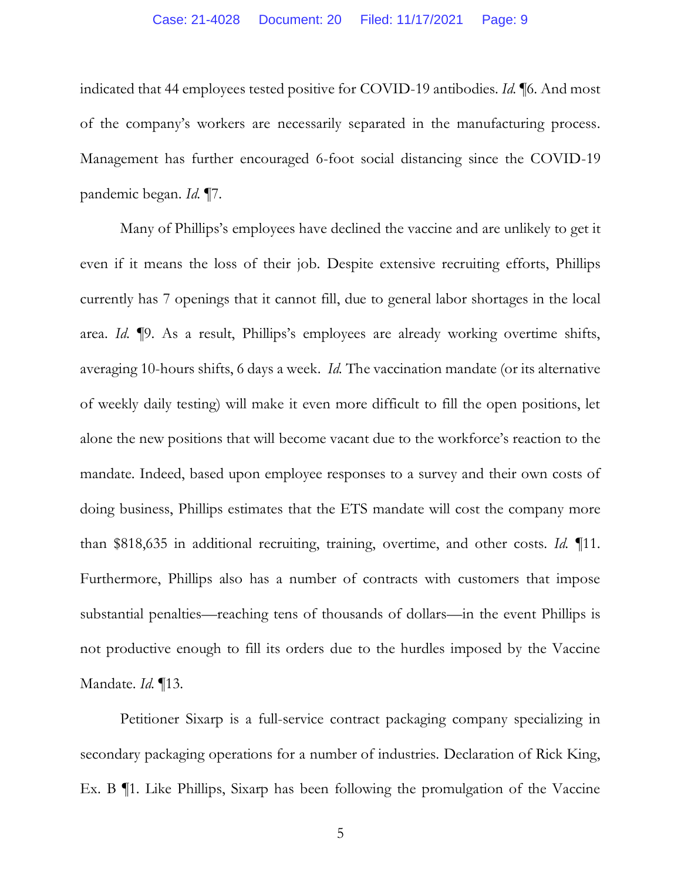indicated that 44 employees tested positive for COVID-19 antibodies. *Id.* ¶6. And most of the company's workers are necessarily separated in the manufacturing process. Management has further encouraged 6-foot social distancing since the COVID-19 pandemic began. *Id.* ¶7.

Many of Phillips's employees have declined the vaccine and are unlikely to get it even if it means the loss of their job. Despite extensive recruiting efforts, Phillips currently has 7 openings that it cannot fill, due to general labor shortages in the local area. *Id.* ¶9. As a result, Phillips's employees are already working overtime shifts, averaging 10-hours shifts, 6 days a week. *Id.* The vaccination mandate (or its alternative of weekly daily testing) will make it even more difficult to fill the open positions, let alone the new positions that will become vacant due to the workforce's reaction to the mandate. Indeed, based upon employee responses to a survey and their own costs of doing business, Phillips estimates that the ETS mandate will cost the company more than $818,635 in additional recruiting, training, overtime, and other costs. *Id.* ¶11. Furthermore, Phillips also has a number of contracts with customers that impose substantial penalties—reaching tens of thousands of dollars—in the event Phillips is not productive enough to fill its orders due to the hurdles imposed by the Vaccine Mandate. *Id.* ¶13.

Petitioner Sixarp is a full-service contract packaging company specializing in secondary packaging operations for a number of industries. Declaration of Rick King, Ex. B ¶1. Like Phillips, Sixarp has been following the promulgation of the Vaccine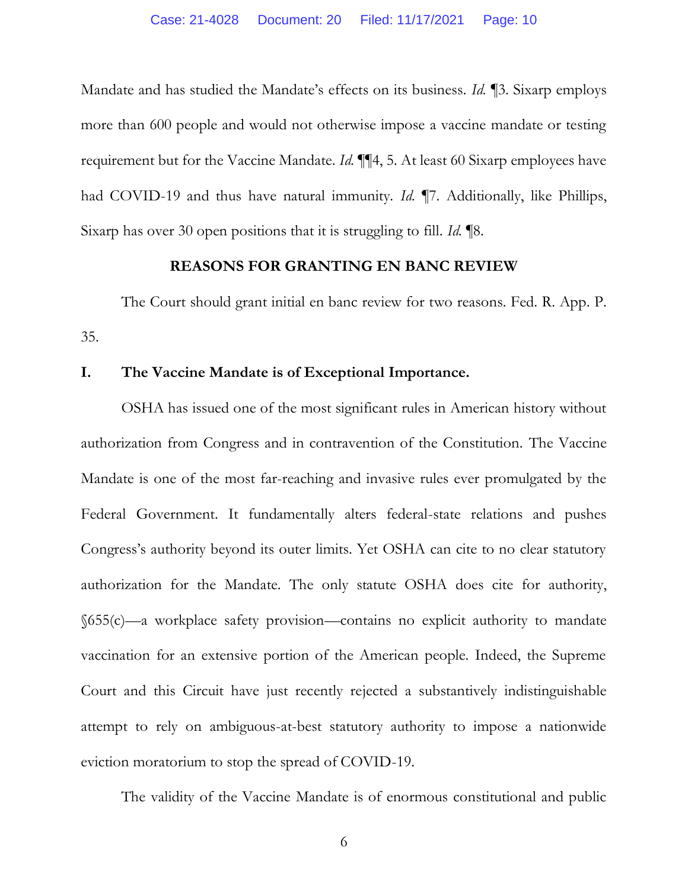Mandate and has studied the Mandate's effects on its business. *Id.* ¶3. Sixarp employs more than 600 people and would not otherwise impose a vaccine mandate or testing requirement but for the Vaccine Mandate. *Id.* ¶¶4, 5. At least 60 Sixarp employees have had COVID-19 and thus have natural immunity. *Id.* ¶7. Additionally, like Phillips, Sixarp has over 30 open positions that it is struggling to fill. *Id.* ¶8.

## REASONS FOR GRANTING EN BANC REVIEW

The Court should grant initial en banc review for two reasons. Fed. R. App. P. 35.

### I. The Vaccine Mandate is of Exceptional Importance.

OSHA has issued one of the most significant rules in American history without authorization from Congress and in contravention of the Constitution. The Vaccine Mandate is one of the most far-reaching and invasive rules ever promulgated by the Federal Government. It fundamentally alters federal-state relations and pushes Congress's authority beyond its outer limits. Yet OSHA can cite to no clear statutory authorization for the Mandate. The only statute OSHA does cite for authority, §655(c)—a workplace safety provision—contains no explicit authority to mandate vaccination for an extensive portion of the American people. Indeed, the Supreme Court and this Circuit have just recently rejected a substantively indistinguishable attempt to rely on ambiguous-at-best statutory authority to impose a nationwide eviction moratorium to stop the spread of COVID-19.

The validity of the Vaccine Mandate is of enormous constitutional and public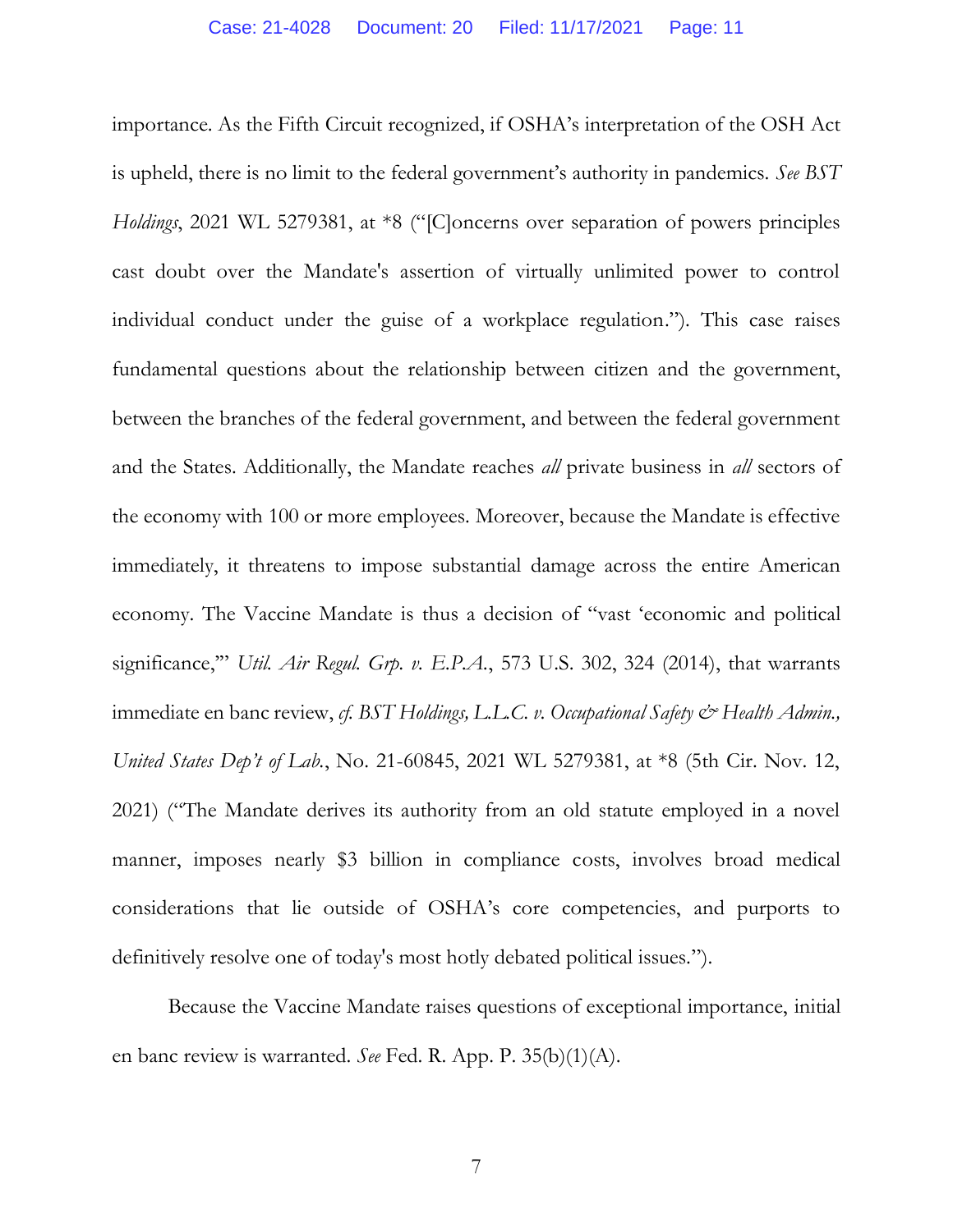importance. As the Fifth Circuit recognized, if OSHA's interpretation of the OSH Act is upheld, there is no limit to the federal government's authority in pandemics. *See BST Holdings*, 2021 WL 5279381, at *8 ("[C]oncerns over separation of powers principles cast doubt over the Mandate's assertion of virtually unlimited power to control individual conduct under the guise of a workplace regulation."). This case raises fundamental questions about the relationship between citizen and the government, between the branches of the federal government, and between the federal government and the States. Additionally, the Mandate reaches *all* private business in *all* sectors of the economy with 100 or more employees. Moreover, because the Mandate is effective immediately, it threatens to impose substantial damage across the entire American economy. The Vaccine Mandate is thus a decision of "vast 'economic and political significance,'" *Util. Air Regul. Grp. v. E.P.A.*, 573 U.S. 302, 324 (2014), that warrants immediate en banc review, *cf. BST Holdings, L.L.C. v. Occupational Safety & Health Admin., United States Dep't of Lab.*, No. 21-60845, 2021 WL 5279381, at *8 (5th Cir. Nov. 12, 2021) ("The Mandate derives its authority from an old statute employed in a novel manner, imposes nearly $3 billion in compliance costs, involves broad medical considerations that lie outside of OSHA's core competencies, and purports to definitively resolve one of today's most hotly debated political issues.").

Because the Vaccine Mandate raises questions of exceptional importance, initial en banc review is warranted. *See* Fed. R. App. P. 35(b)(1)(A).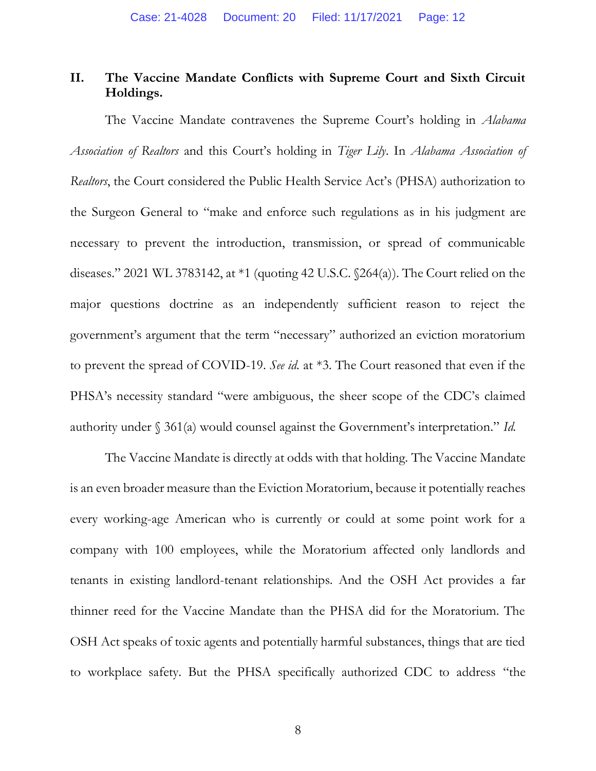## II. The Vaccine Mandate Conflicts with Supreme Court and Sixth Circuit Holdings.

The Vaccine Mandate contravenes the Supreme Court's holding in *Alabama Association of Realtors* and this Court's holding in *Tiger Lily*. In *Alabama Association of Realtors*, the Court considered the Public Health Service Act's (PHSA) authorization to the Surgeon General to "make and enforce such regulations as in his judgment are necessary to prevent the introduction, transmission, or spread of communicable diseases." 2021 WL 3783142, at *1 (quoting 42 U.S.C. §264(a)). The Court relied on the major questions doctrine as an independently sufficient reason to reject the government's argument that the term "necessary" authorized an eviction moratorium to prevent the spread of COVID-19. *See id.* at *3. The Court reasoned that even if the PHSA's necessity standard "were ambiguous, the sheer scope of the CDC's claimed authority under § 361(a) would counsel against the Government's interpretation." *Id.*

The Vaccine Mandate is directly at odds with that holding. The Vaccine Mandate is an even broader measure than the Eviction Moratorium, because it potentially reaches every working-age American who is currently or could at some point work for a company with 100 employees, while the Moratorium affected only landlords and tenants in existing landlord-tenant relationships. And the OSH Act provides a far thinner reed for the Vaccine Mandate than the PHSA did for the Moratorium. The OSH Act speaks of toxic agents and potentially harmful substances, things that are tied to workplace safety. But the PHSA specifically authorized CDC to address "the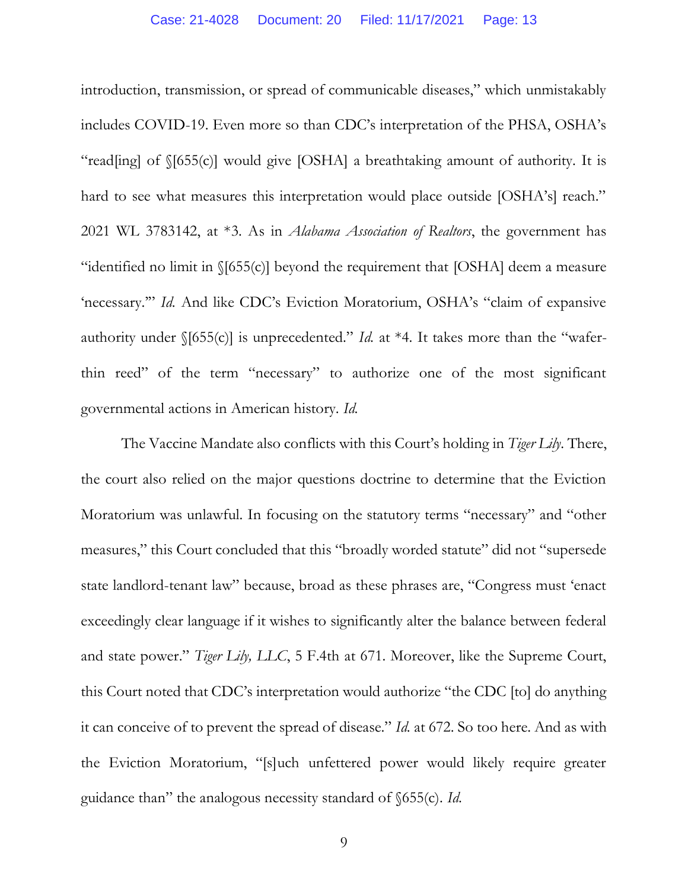introduction, transmission, or spread of communicable diseases," which unmistakably includes COVID-19. Even more so than CDC's interpretation of the PHSA, OSHA's "read[ing] of §[655(c)] would give [OSHA] a breathtaking amount of authority. It is hard to see what measures this interpretation would place outside [OSHA's] reach." 2021 WL 3783142, at *3. As in *Alabama Association of Realtors*, the government has "identified no limit in §[655(c)] beyond the requirement that [OSHA] deem a measure 'necessary.'" *Id.* And like CDC's Eviction Moratorium, OSHA's "claim of expansive authority under §[655(c)] is unprecedented." *Id.* at *4. It takes more than the "wafer-thin reed" of the term "necessary" to authorize one of the most significant governmental actions in American history. *Id.*

The Vaccine Mandate also conflicts with this Court's holding in *Tiger Lily*. There, the court also relied on the major questions doctrine to determine that the Eviction Moratorium was unlawful. In focusing on the statutory terms "necessary" and "other measures," this Court concluded that this "broadly worded statute" did not "supersede state landlord-tenant law" because, broad as these phrases are, "Congress must 'enact exceedingly clear language if it wishes to significantly alter the balance between federal and state power." *Tiger Lily, LLC*, 5 F.4th at 671. Moreover, like the Supreme Court, this Court noted that CDC's interpretation would authorize "the CDC [to] do anything it can conceive of to prevent the spread of disease." *Id.* at 672. So too here. And as with the Eviction Moratorium, "[s]uch unfettered power would likely require greater guidance than" the analogous necessity standard of §655(c). *Id.*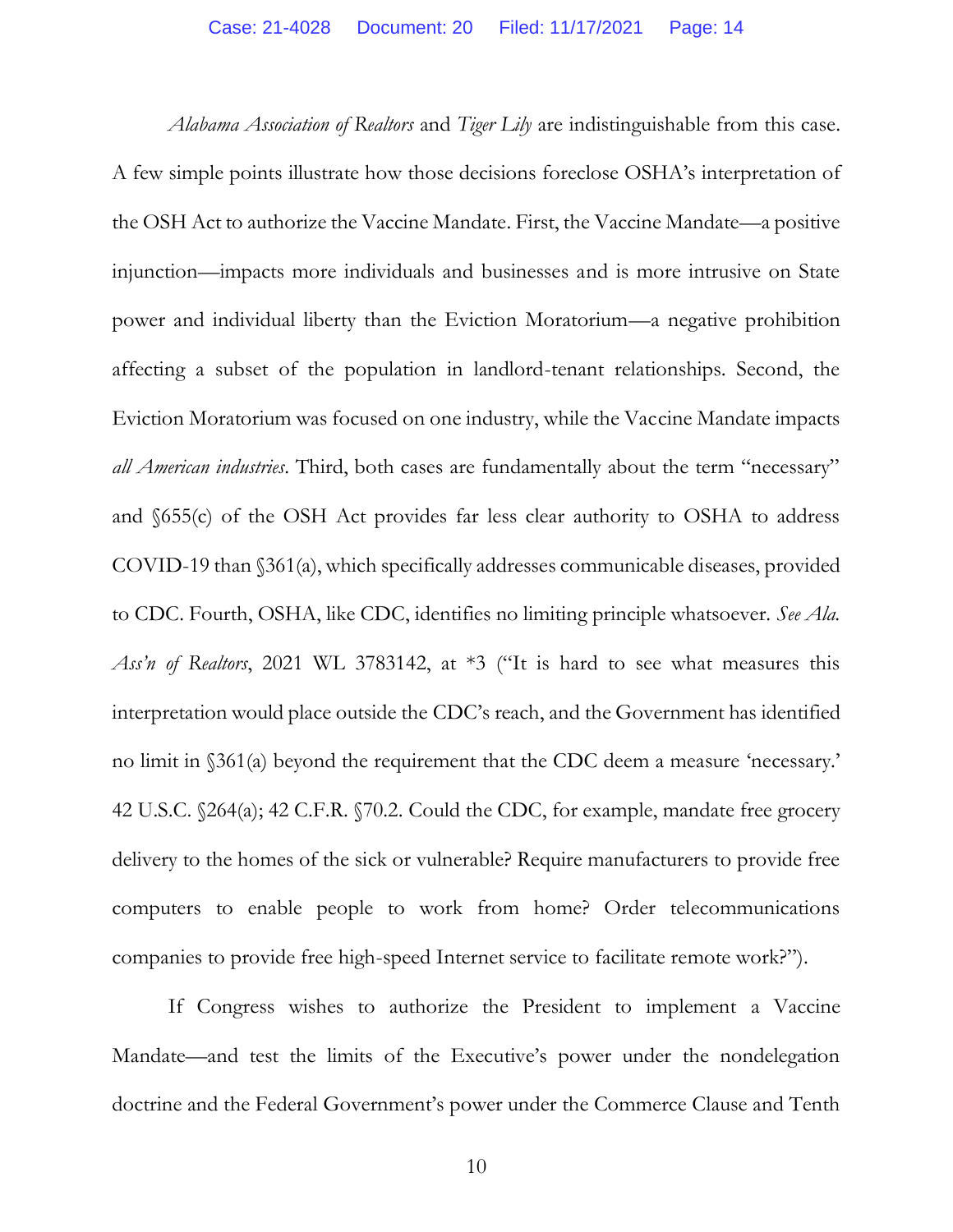*Alabama Association of Realtors* and *Tiger Lily* are indistinguishable from this case. A few simple points illustrate how those decisions foreclose OSHA's interpretation of the OSH Act to authorize the Vaccine Mandate. First, the Vaccine Mandate—a positive injunction—impacts more individuals and businesses and is more intrusive on State power and individual liberty than the Eviction Moratorium—a negative prohibition affecting a subset of the population in landlord-tenant relationships. Second, the Eviction Moratorium was focused on one industry, while the Vaccine Mandate impacts *all American industries*. Third, both cases are fundamentally about the term "necessary" and §655(c) of the OSH Act provides far less clear authority to OSHA to address COVID-19 than §361(a), which specifically addresses communicable diseases, provided to CDC. Fourth, OSHA, like CDC, identifies no limiting principle whatsoever. *See Ala. Ass'n of Realtors*, 2021 WL 3783142, at *3 ("It is hard to see what measures this interpretation would place outside the CDC's reach, and the Government has identified no limit in §361(a) beyond the requirement that the CDC deem a measure 'necessary.' 42 U.S.C. §264(a); 42 C.F.R. §70.2. Could the CDC, for example, mandate free grocery delivery to the homes of the sick or vulnerable? Require manufacturers to provide free computers to enable people to work from home? Order telecommunications companies to provide free high-speed Internet service to facilitate remote work?").

If Congress wishes to authorize the President to implement a Vaccine Mandate—and test the limits of the Executive's power under the nondelegation doctrine and the Federal Government's power under the Commerce Clause and Tenth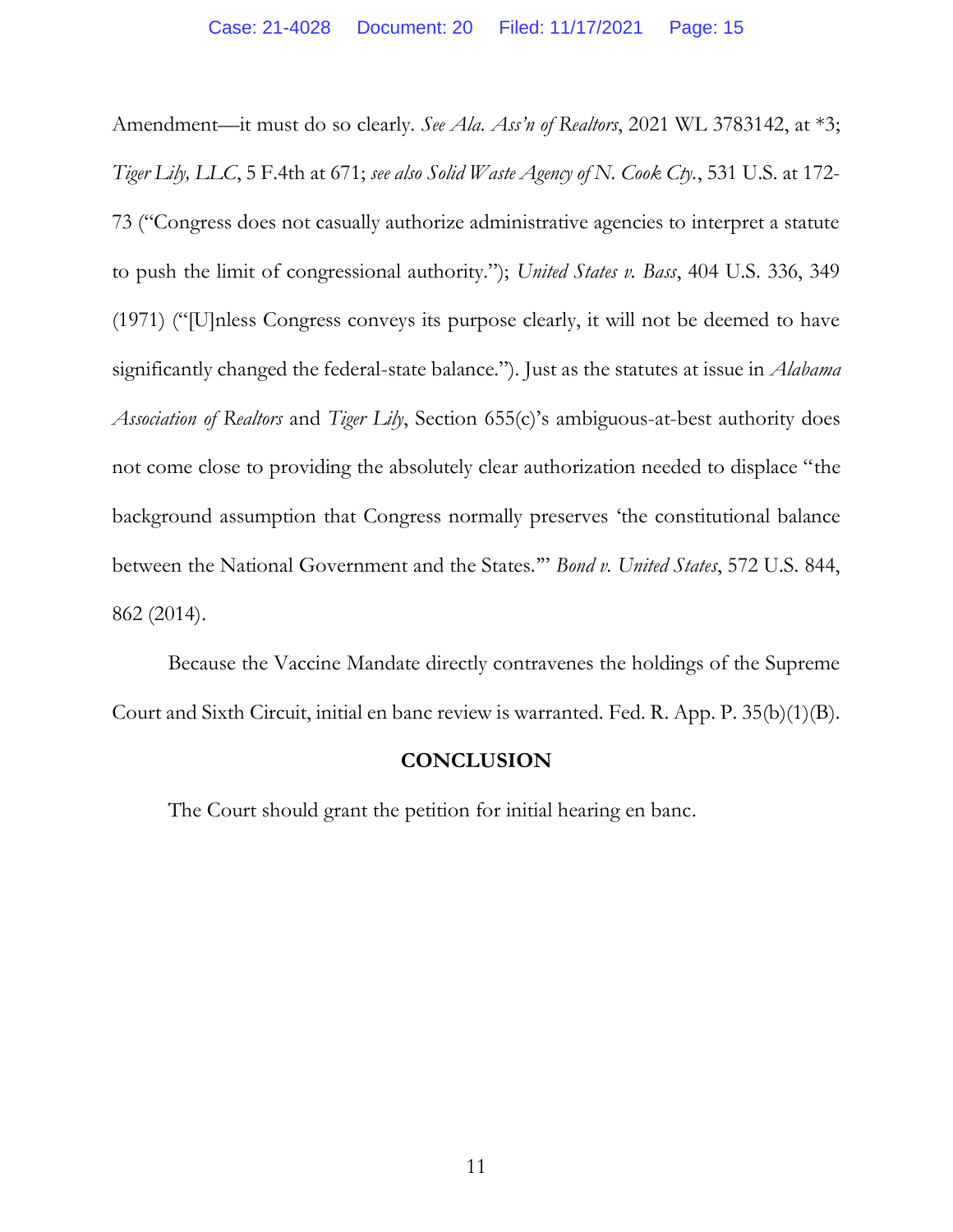Amendment—it must do so clearly. *See Ala. Ass'n of Realtors*, 2021 WL 3783142, at *3; *Tiger Lily, LLC*, 5 F.4th at 671; *see also Solid Waste Agency of N. Cook Cty.*, 531 U.S. at 172-73 ("Congress does not casually authorize administrative agencies to interpret a statute to push the limit of congressional authority."); *United States v. Bass*, 404 U.S. 336, 349 (1971) ("[U]nless Congress conveys its purpose clearly, it will not be deemed to have significantly changed the federal-state balance."). Just as the statutes at issue in *Alabama Association of Realtors* and *Tiger Lily*, Section 655(c)'s ambiguous-at-best authority does not come close to providing the absolutely clear authorization needed to displace "the background assumption that Congress normally preserves 'the constitutional balance between the National Government and the States.'" *Bond v. United States*, 572 U.S. 844, 862 (2014).

Because the Vaccine Mandate directly contravenes the holdings of the Supreme Court and Sixth Circuit, initial en banc review is warranted. Fed. R. App. P. 35(b)(1)(B).

## CONCLUSION

The Court should grant the petition for initial hearing en banc.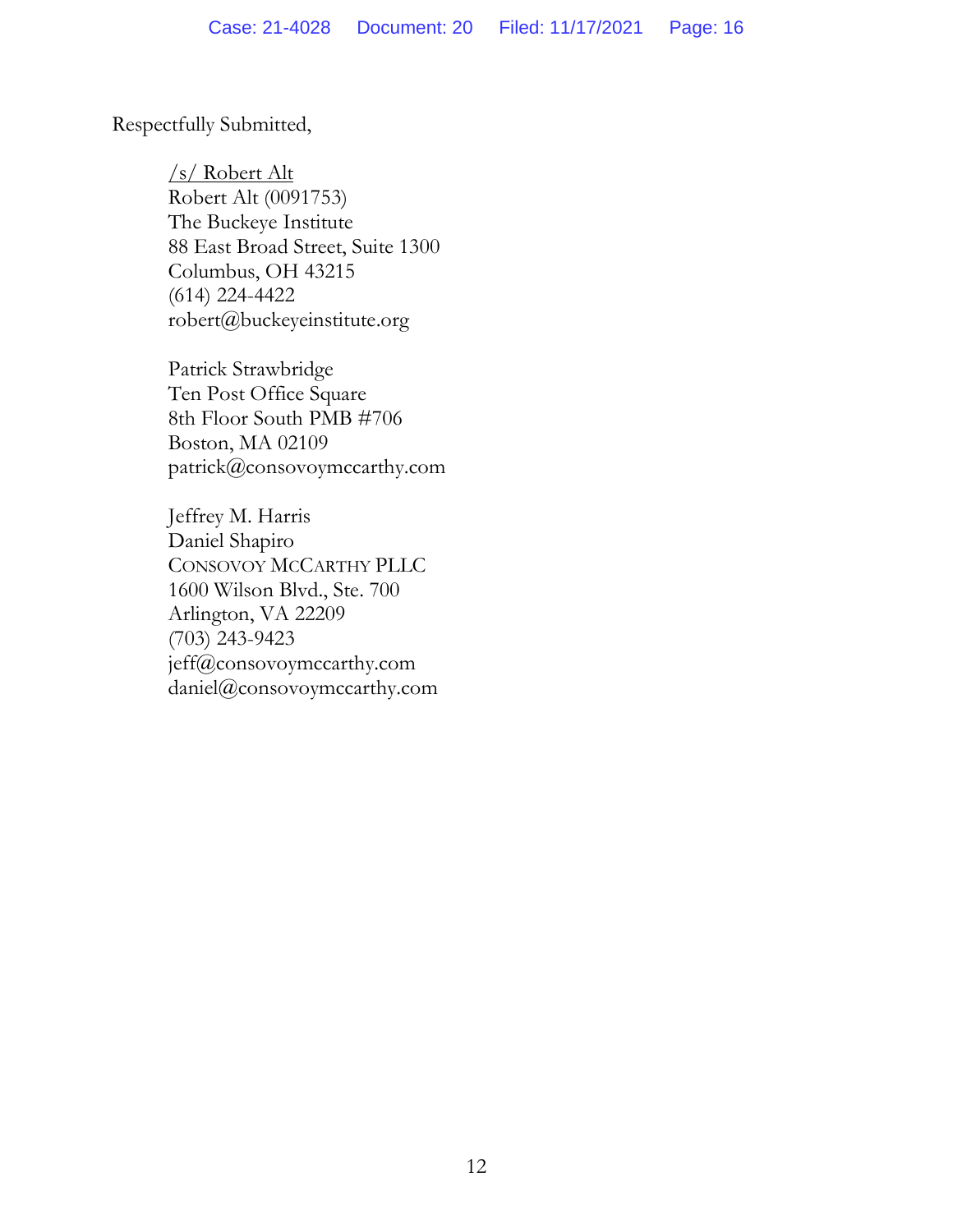Respectfully Submitted,

/s/ Robert Alt
Robert Alt (0091753)
The Buckeye Institute
88 East Broad Street, Suite 1300
Columbus, OH 43215
(614) 224-4422
robert@buckeyeinstitute.org

Patrick Strawbridge
Ten Post Office Square
8th Floor South PMB #706
Boston, MA 02109
patrick@consovoymccarthy.com

Jeffrey M. Harris
Daniel Shapiro
CONSOVOY MCCARTHY PLLC
1600 Wilson Blvd., Ste. 700
Arlington, VA 22209
(703) 243-9423
jeff@consovoymccarthy.com
daniel@consovoymccarthy.com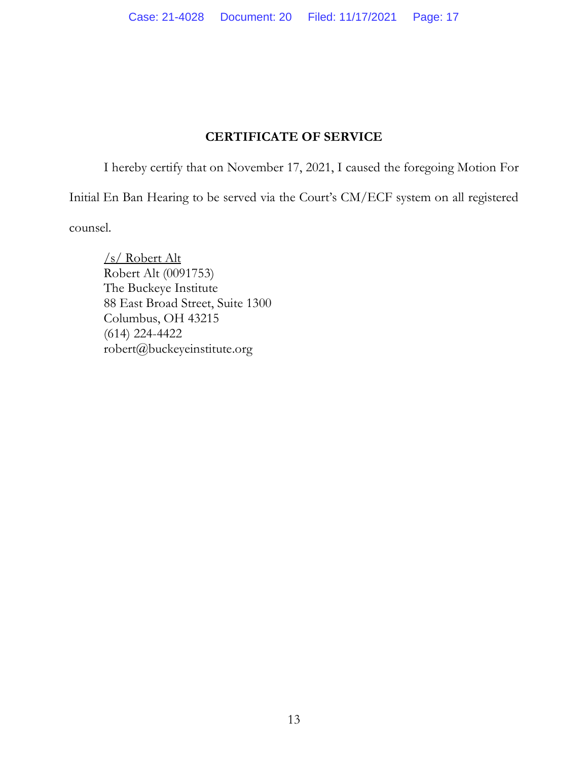## CERTIFICATE OF SERVICE

I hereby certify that on November 17, 2021, I caused the foregoing Motion For Initial En Ban Hearing to be served via the Court's CM/ECF system on all registered counsel.

/s/ Robert Alt
Robert Alt (0091753)
The Buckeye Institute
88 East Broad Street, Suite 1300
Columbus, OH 43215
(614) 224-4422
robert@buckeyeinstitute.org